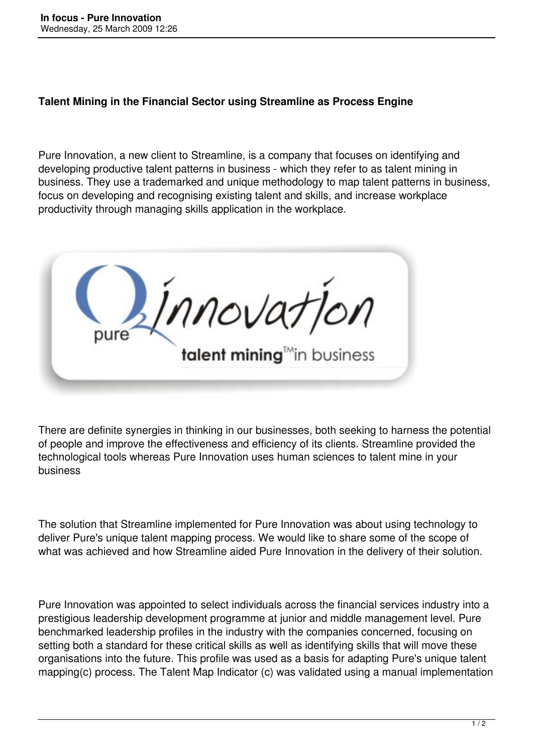# Talent Mining in the Financial Sector using Streamline as Process Engine

Pure Innovation, a new client to Streamline, is a company that focuses on identifying and developing productive talent patterns in business - which they refer to as talent mining in business. They use a trademarked and unique methodology to map talent patterns in business, focus on developing and recognising existing talent and skills, and increase workplace productivity through managing skills application in the workplace.

There are definite synergies in thinking in our businesses, both seeking to harness the potential of people and improve the effectiveness and efficiency of its clients. Streamline provided the technological tools whereas Pure Innovation uses human sciences to talent mine in your business

The solution that Streamline implemented for Pure Innovation was about using technology to deliver Pure's unique talent mapping process. We would like to share some of the scope of what was achieved and how Streamline aided Pure Innovation in the delivery of their solution.

Pure Innovation was appointed to select individuals across the financial services industry into a prestigious leadership development programme at junior and middle management level. Pure benchmarked leadership profiles in the industry with the companies concerned, focusing on setting both a standard for these critical skills as well as identifying skills that will move these organisations into the future. This profile was used as a basis for adapting Pure's unique talent mapping(c) process. The Talent Map Indicator (c) was validated using a manual implementation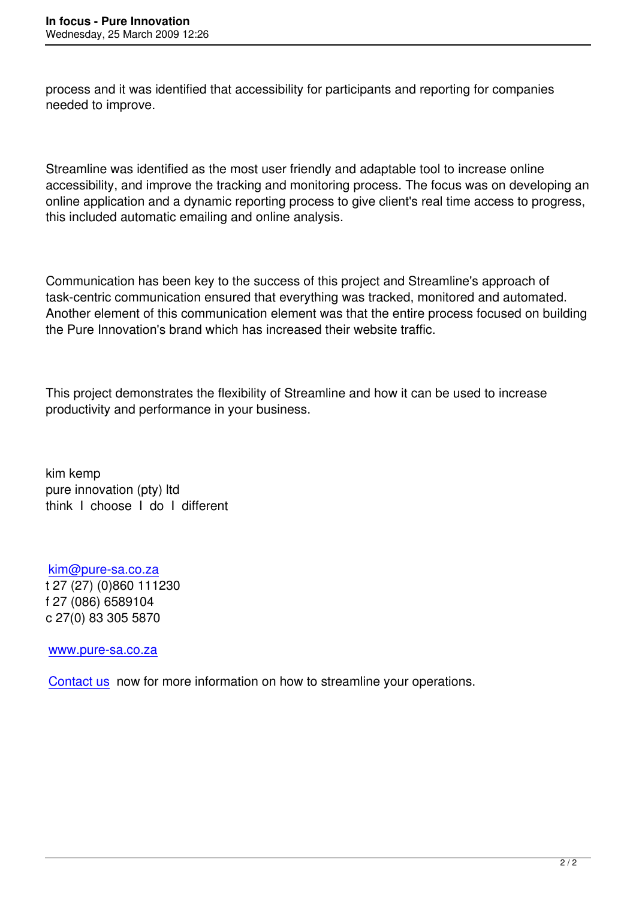process and it was identified that accessibility for participants and reporting for companies needed to improve.

Streamline was identified as the most user friendly and adaptable tool to increase online accessibility, and improve the tracking and monitoring process. The focus was on developing an online application and a dynamic reporting process to give client's real time access to progress, this included automatic emailing and online analysis.

Communication has been key to the success of this project and Streamline's approach of task-centric communication ensured that everything was tracked, monitored and automated. Another element of this communication element was that the entire process focused on building the Pure Innovation's brand which has increased their website traffic.

This project demonstrates the flexibility of Streamline and how it can be used to increase productivity and performance in your business.

kim kemp
pure innovation (pty) ltd
think I choose I do I different

kim@pure-sa.co.za
t 27 (27) (0)860 111230
f 27 (086) 6589104
c 27(0) 83 305 5870

www.pure-sa.co.za

Contact us now for more information on how to streamline your operations.